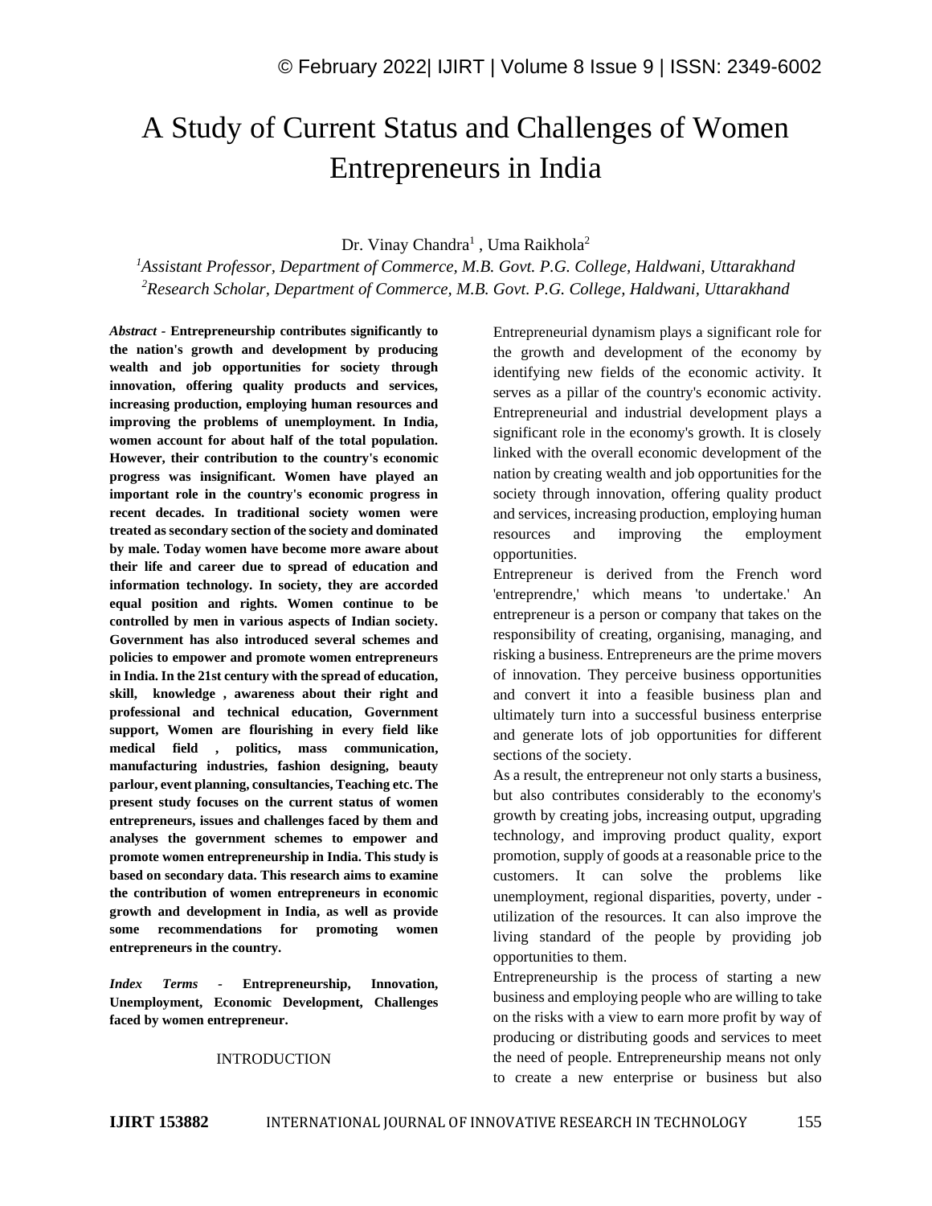# A Study of Current Status and Challenges of Women Entrepreneurs in India

Dr. Vinay Chandra[1] , Uma Raikhola[2]

[1]*Assistant Professor, Department of Commerce, M.B. Govt. P.G. College, Haldwani, Uttarakhand*
[2]*Research Scholar, Department of Commerce, M.B. Govt. P.G. College, Haldwani, Uttarakhand*

***Abstract*** - **Entrepreneurship contributes significantly to the nation's growth and development by producing wealth and job opportunities for society through innovation, offering quality products and services, increasing production, employing human resources and improving the problems of unemployment. In India, women account for about half of the total population. However, their contribution to the country's economic progress was insignificant. Women have played an important role in the country's economic progress in recent decades. In traditional society women were treated as secondary section of the society and dominated by male. Today women have become more aware about their life and career due to spread of education and information technology. In society, they are accorded equal position and rights. Women continue to be controlled by men in various aspects of Indian society. Government has also introduced several schemes and policies to empower and promote women entrepreneurs in India. In the 21st century with the spread of education, skill, knowledge , awareness about their right and professional and technical education, Government support, Women are flourishing in every field like medical field , politics, mass communication, manufacturing industries, fashion designing, beauty parlour, event planning, consultancies, Teaching etc. The present study focuses on the current status of women entrepreneurs, issues and challenges faced by them and analyses the government schemes to empower and promote women entrepreneurship in India. This study is based on secondary data. This research aims to examine the contribution of women entrepreneurs in economic growth and development in India, as well as provide some recommendations for promoting women entrepreneurs in the country.**

***Index Terms*** - **Entrepreneurship, Innovation, Unemployment, Economic Development, Challenges faced by women entrepreneur.**

## INTRODUCTION

Entrepreneurial dynamism plays a significant role for the growth and development of the economy by identifying new fields of the economic activity. It serves as a pillar of the country's economic activity. Entrepreneurial and industrial development plays a significant role in the economy's growth. It is closely linked with the overall economic development of the nation by creating wealth and job opportunities for the society through innovation, offering quality product and services, increasing production, employing human resources and improving the employment opportunities.

Entrepreneur is derived from the French word 'entreprendre,' which means 'to undertake.' An entrepreneur is a person or company that takes on the responsibility of creating, organising, managing, and risking a business. Entrepreneurs are the prime movers of innovation. They perceive business opportunities and convert it into a feasible business plan and ultimately turn into a successful business enterprise and generate lots of job opportunities for different sections of the society.

As a result, the entrepreneur not only starts a business, but also contributes considerably to the economy's growth by creating jobs, increasing output, upgrading technology, and improving product quality, export promotion, supply of goods at a reasonable price to the customers. It can solve the problems like unemployment, regional disparities, poverty, under - utilization of the resources. It can also improve the living standard of the people by providing job opportunities to them.

Entrepreneurship is the process of starting a new business and employing people who are willing to take on the risks with a view to earn more profit by way of producing or distributing goods and services to meet the need of people. Entrepreneurship means not only to create a new enterprise or business but also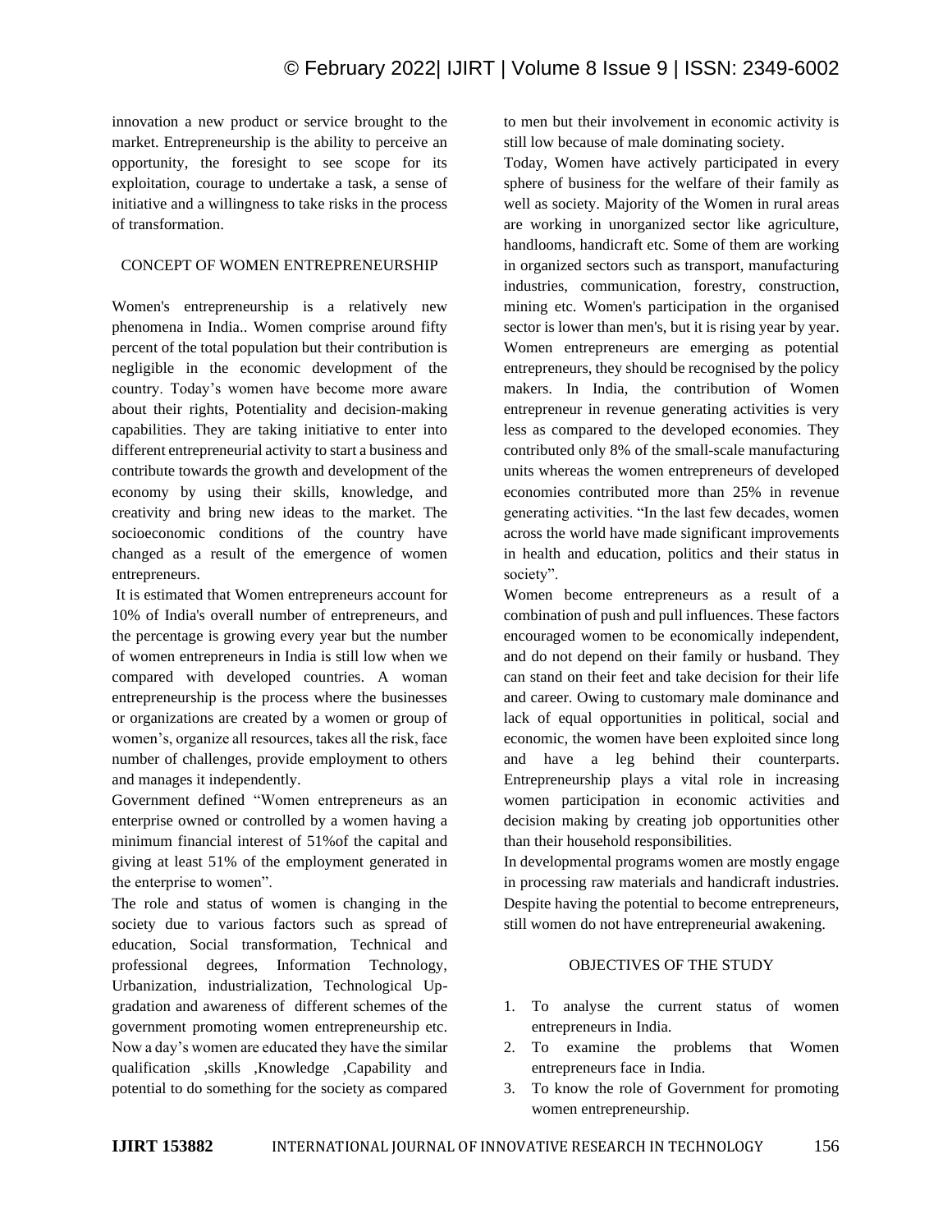innovation a new product or service brought to the market. Entrepreneurship is the ability to perceive an opportunity, the foresight to see scope for its exploitation, courage to undertake a task, a sense of initiative and a willingness to take risks in the process of transformation.

## CONCEPT OF WOMEN ENTREPRENEURSHIP

Women's entrepreneurship is a relatively new phenomena in India.. Women comprise around fifty percent of the total population but their contribution is negligible in the economic development of the country. Today's women have become more aware about their rights, Potentiality and decision-making capabilities. They are taking initiative to enter into different entrepreneurial activity to start a business and contribute towards the growth and development of the economy by using their skills, knowledge, and creativity and bring new ideas to the market. The socioeconomic conditions of the country have changed as a result of the emergence of women entrepreneurs.

It is estimated that Women entrepreneurs account for 10% of India's overall number of entrepreneurs, and the percentage is growing every year but the number of women entrepreneurs in India is still low when we compared with developed countries. A woman entrepreneurship is the process where the businesses or organizations are created by a women or group of women's, organize all resources, takes all the risk, face number of challenges, provide employment to others and manages it independently.

Government defined "Women entrepreneurs as an enterprise owned or controlled by a women having a minimum financial interest of 51%of the capital and giving at least 51% of the employment generated in the enterprise to women".

The role and status of women is changing in the society due to various factors such as spread of education, Social transformation, Technical and professional degrees, Information Technology, Urbanization, industrialization, Technological Up-gradation and awareness of different schemes of the government promoting women entrepreneurship etc. Now a day's women are educated they have the similar qualification ,skills ,Knowledge ,Capability and potential to do something for the society as compared to men but their involvement in economic activity is still low because of male dominating society.

Today, Women have actively participated in every sphere of business for the welfare of their family as well as society. Majority of the Women in rural areas are working in unorganized sector like agriculture, handlooms, handicraft etc. Some of them are working in organized sectors such as transport, manufacturing industries, communication, forestry, construction, mining etc. Women's participation in the organised sector is lower than men's, but it is rising year by year. Women entrepreneurs are emerging as potential entrepreneurs, they should be recognised by the policy makers. In India, the contribution of Women entrepreneur in revenue generating activities is very less as compared to the developed economies. They contributed only 8% of the small-scale manufacturing units whereas the women entrepreneurs of developed economies contributed more than 25% in revenue generating activities. "In the last few decades, women across the world have made significant improvements in health and education, politics and their status in society".

Women become entrepreneurs as a result of a combination of push and pull influences. These factors encouraged women to be economically independent, and do not depend on their family or husband. They can stand on their feet and take decision for their life and career. Owing to customary male dominance and lack of equal opportunities in political, social and economic, the women have been exploited since long and have a leg behind their counterparts. Entrepreneurship plays a vital role in increasing women participation in economic activities and decision making by creating job opportunities other than their household responsibilities.

In developmental programs women are mostly engage in processing raw materials and handicraft industries. Despite having the potential to become entrepreneurs, still women do not have entrepreneurial awakening.

## OBJECTIVES OF THE STUDY

1. To analyse the current status of women entrepreneurs in India.
2. To examine the problems that Women entrepreneurs face in India.
3. To know the role of Government for promoting women entrepreneurship.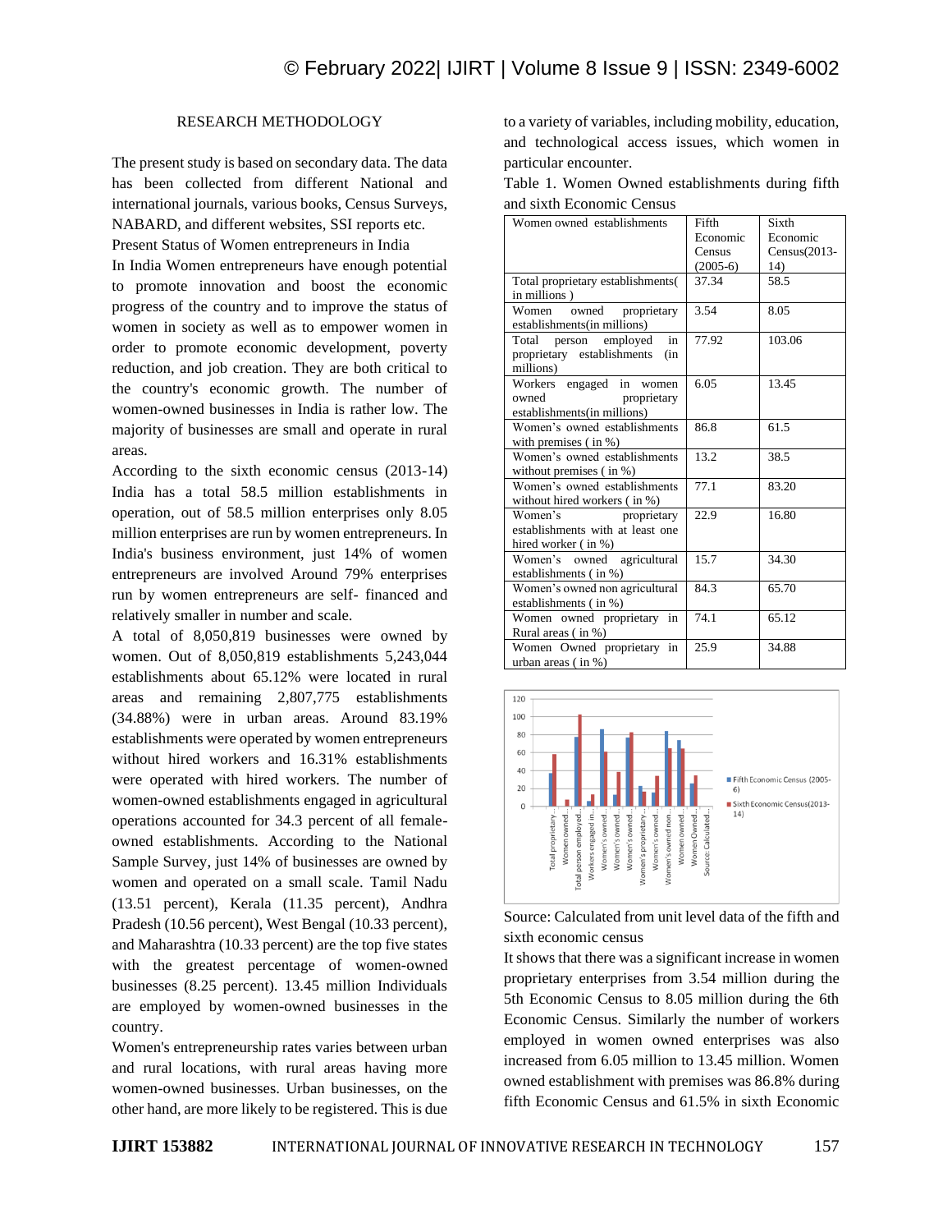## RESEARCH METHODOLOGY

The present study is based on secondary data. The data has been collected from different National and international journals, various books, Census Surveys, NABARD, and different websites, SSI reports etc.

Present Status of Women entrepreneurs in India

In India Women entrepreneurs have enough potential to promote innovation and boost the economic progress of the country and to improve the status of women in society as well as to empower women in order to promote economic development, poverty reduction, and job creation. They are both critical to the country's economic growth. The number of women-owned businesses in India is rather low. The majority of businesses are small and operate in rural areas.

According to the sixth economic census (2013-14) India has a total 58.5 million establishments in operation, out of 58.5 million enterprises only 8.05 million enterprises are run by women entrepreneurs. In India's business environment, just 14% of women entrepreneurs are involved Around 79% enterprises run by women entrepreneurs are self- financed and relatively smaller in number and scale.

A total of 8,050,819 businesses were owned by women. Out of 8,050,819 establishments 5,243,044 establishments about 65.12% were located in rural areas and remaining 2,807,775 establishments (34.88%) were in urban areas. Around 83.19% establishments were operated by women entrepreneurs without hired workers and 16.31% establishments were operated with hired workers. The number of women-owned establishments engaged in agricultural operations accounted for 34.3 percent of all female-owned establishments. According to the National Sample Survey, just 14% of businesses are owned by women and operated on a small scale. Tamil Nadu (13.51 percent), Kerala (11.35 percent), Andhra Pradesh (10.56 percent), West Bengal (10.33 percent), and Maharashtra (10.33 percent) are the top five states with the greatest percentage of women-owned businesses (8.25 percent). 13.45 million Individuals are employed by women-owned businesses in the country.

Women's entrepreneurship rates varies between urban and rural locations, with rural areas having more women-owned businesses. Urban businesses, on the other hand, are more likely to be registered. This is due to a variety of variables, including mobility, education, and technological access issues, which women in particular encounter.

Table 1. Women Owned establishments during fifth and sixth Economic Census

| Women owned establishments | Fifth Economic Census (2005-6) | Sixth Economic Census(2013-14) |
|---|---|---|
| Total proprietary establishments( in millions ) | 37.34 | 58.5 |
| Women owned proprietary establishments(in millions) | 3.54 | 8.05 |
| Total person employed in proprietary establishments (in millions) | 77.92 | 103.06 |
| Workers engaged in women owned proprietary establishments(in millions) | 6.05 | 13.45 |
| Women's owned establishments with premises ( in %) | 86.8 | 61.5 |
| Women's owned establishments without premises ( in %) | 13.2 | 38.5 |
| Women's owned establishments without hired workers ( in %) | 77.1 | 83.20 |
| Women's proprietary establishments with at least one hired worker ( in %) | 22.9 | 16.80 |
| Women's owned agricultural establishments ( in %) | 15.7 | 34.30 |
| Women's owned non agricultural establishments ( in %) | 84.3 | 65.70 |
| Women owned proprietary in Rural areas ( in %) | 74.1 | 65.12 |
| Women Owned proprietary in urban areas ( in %) | 25.9 | 34.88 |

Source: Calculated from unit level data of the fifth and sixth economic census

It shows that there was a significant increase in women proprietary enterprises from 3.54 million during the 5th Economic Census to 8.05 million during the 6th Economic Census. Similarly the number of workers employed in women owned enterprises was also increased from 6.05 million to 13.45 million. Women owned establishment with premises was 86.8% during fifth Economic Census and 61.5% in sixth Economic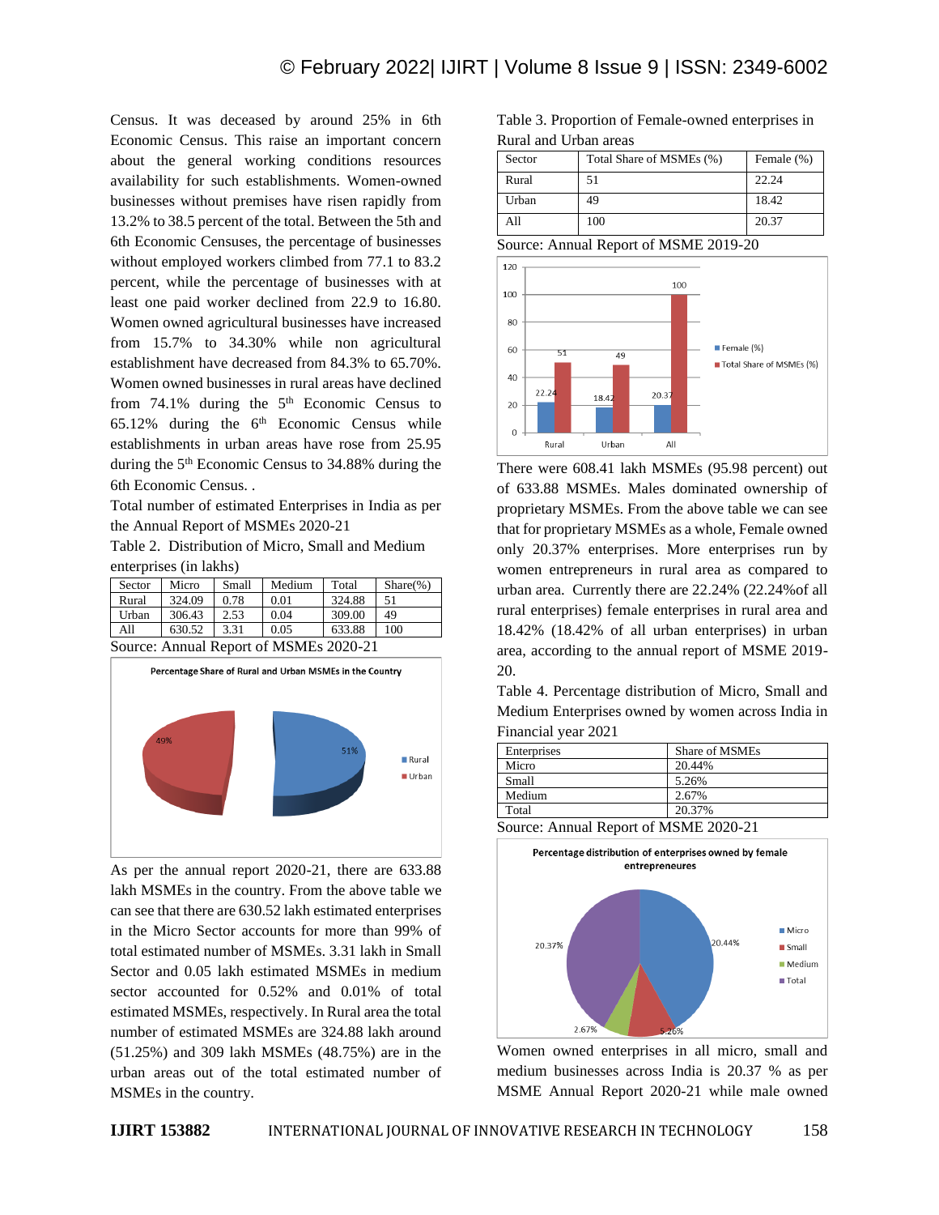Census. It was deceased by around 25% in 6th Economic Census. This raise an important concern about the general working conditions resources availability for such establishments. Women-owned businesses without premises have risen rapidly from 13.2% to 38.5 percent of the total. Between the 5th and 6th Economic Censuses, the percentage of businesses without employed workers climbed from 77.1 to 83.2 percent, while the percentage of businesses with at least one paid worker declined from 22.9 to 16.80. Women owned agricultural businesses have increased from 15.7% to 34.30% while non agricultural establishment have decreased from 84.3% to 65.70%. Women owned businesses in rural areas have declined from 74.1% during the 5th Economic Census to 65.12% during the 6th Economic Census while establishments in urban areas have rose from 25.95 during the 5th Economic Census to 34.88% during the 6th Economic Census. .

Total number of estimated Enterprises in India as per the Annual Report of MSMEs 2020-21

Table 2. Distribution of Micro, Small and Medium enterprises (in lakhs)

| Sector | Micro | Small | Medium | Total | Share(%) |
|---|---|---|---|---|---|
| Rural | 324.09 | 0.78 | 0.01 | 324.88 | 51 |
| Urban | 306.43 | 2.53 | 0.04 | 309.00 | 49 |
| All | 630.52 | 3.31 | 0.05 | 633.88 | 100 |

Source: Annual Report of MSMEs 2020-21

As per the annual report 2020-21, there are 633.88 lakh MSMEs in the country. From the above table we can see that there are 630.52 lakh estimated enterprises in the Micro Sector accounts for more than 99% of total estimated number of MSMEs. 3.31 lakh in Small Sector and 0.05 lakh estimated MSMEs in medium sector accounted for 0.52% and 0.01% of total estimated MSMEs, respectively. In Rural area the total number of estimated MSMEs are 324.88 lakh around (51.25%) and 309 lakh MSMEs (48.75%) are in the urban areas out of the total estimated number of MSMEs in the country.

Table 3. Proportion of Female-owned enterprises in Rural and Urban areas

| Sector | Total Share of MSMEs (%) | Female (%) |
|---|---|---|
| Rural | 51 | 22.24 |
| Urban | 49 | 18.42 |
| All | 100 | 20.37 |

Source: Annual Report of MSME 2019-20

There were 608.41 lakh MSMEs (95.98 percent) out of 633.88 MSMEs. Males dominated ownership of proprietary MSMEs. From the above table we can see that for proprietary MSMEs as a whole, Female owned only 20.37% enterprises. More enterprises run by women entrepreneurs in rural area as compared to urban area. Currently there are 22.24% (22.24%of all rural enterprises) female enterprises in rural area and 18.42% (18.42% of all urban enterprises) in urban area, according to the annual report of MSME 2019-20.

Table 4. Percentage distribution of Micro, Small and Medium Enterprises owned by women across India in Financial year 2021

| Enterprises | Share of MSMEs |
|---|---|
| Micro | 20.44% |
| Small | 5.26% |
| Medium | 2.67% |
| Total | 20.37% |

Source: Annual Report of MSME 2020-21

Women owned enterprises in all micro, small and medium businesses across India is 20.37 % as per MSME Annual Report 2020-21 while male owned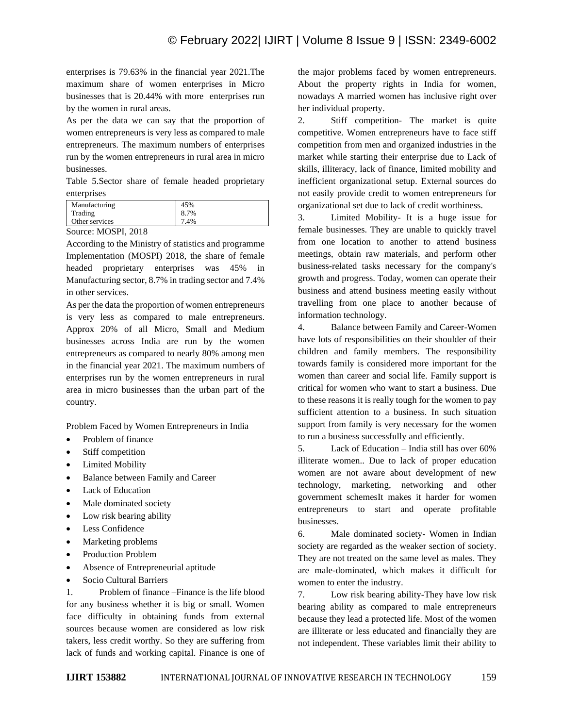enterprises is 79.63% in the financial year 2021.The maximum share of women enterprises in Micro businesses that is 20.44% with more enterprises run by the women in rural areas.

As per the data we can say that the proportion of women entrepreneurs is very less as compared to male entrepreneurs. The maximum numbers of enterprises run by the women entrepreneurs in rural area in micro businesses.

Table 5.Sector share of female headed proprietary enterprises

| Manufacturing | 45% |
|---|---|
| Trading | 8.7% |
| Other services | 7.4% |

Source: MOSPI, 2018

According to the Ministry of statistics and programme Implementation (MOSPI) 2018, the share of female headed proprietary enterprises was 45% in Manufacturing sector, 8.7% in trading sector and 7.4% in other services.

As per the data the proportion of women entrepreneurs is very less as compared to male entrepreneurs. Approx 20% of all Micro, Small and Medium businesses across India are run by the women entrepreneurs as compared to nearly 80% among men in the financial year 2021. The maximum numbers of enterprises run by the women entrepreneurs in rural area in micro businesses than the urban part of the country.

Problem Faced by Women Entrepreneurs in India

- Problem of finance
- Stiff competition
- Limited Mobility
- Balance between Family and Career
- Lack of Education
- Male dominated society
- Low risk bearing ability
- Less Confidence
- Marketing problems
- Production Problem
- Absence of Entrepreneurial aptitude
- Socio Cultural Barriers

1. Problem of finance –Finance is the life blood for any business whether it is big or small. Women face difficulty in obtaining funds from external sources because women are considered as low risk takers, less credit worthy. So they are suffering from lack of funds and working capital. Finance is one of the major problems faced by women entrepreneurs. About the property rights in India for women, nowadays A married women has inclusive right over her individual property.

2. Stiff competition- The market is quite competitive. Women entrepreneurs have to face stiff competition from men and organized industries in the market while starting their enterprise due to Lack of skills, illiteracy, lack of finance, limited mobility and inefficient organizational setup. External sources do not easily provide credit to women entrepreneurs for organizational set due to lack of credit worthiness.

3. Limited Mobility- It is a huge issue for female businesses. They are unable to quickly travel from one location to another to attend business meetings, obtain raw materials, and perform other business-related tasks necessary for the company's growth and progress. Today, women can operate their business and attend business meeting easily without travelling from one place to another because of information technology.

4. Balance between Family and Career-Women have lots of responsibilities on their shoulder of their children and family members. The responsibility towards family is considered more important for the women than career and social life. Family support is critical for women who want to start a business. Due to these reasons it is really tough for the women to pay sufficient attention to a business. In such situation support from family is very necessary for the women to run a business successfully and efficiently.

5. Lack of Education – India still has over 60% illiterate women.. Due to lack of proper education women are not aware about development of new technology, marketing, networking and other government schemesIt makes it harder for women entrepreneurs to start and operate profitable businesses.

6. Male dominated society- Women in Indian society are regarded as the weaker section of society. They are not treated on the same level as males. They are male-dominated, which makes it difficult for women to enter the industry.

7. Low risk bearing ability-They have low risk bearing ability as compared to male entrepreneurs because they lead a protected life. Most of the women are illiterate or less educated and financially they are not independent. These variables limit their ability to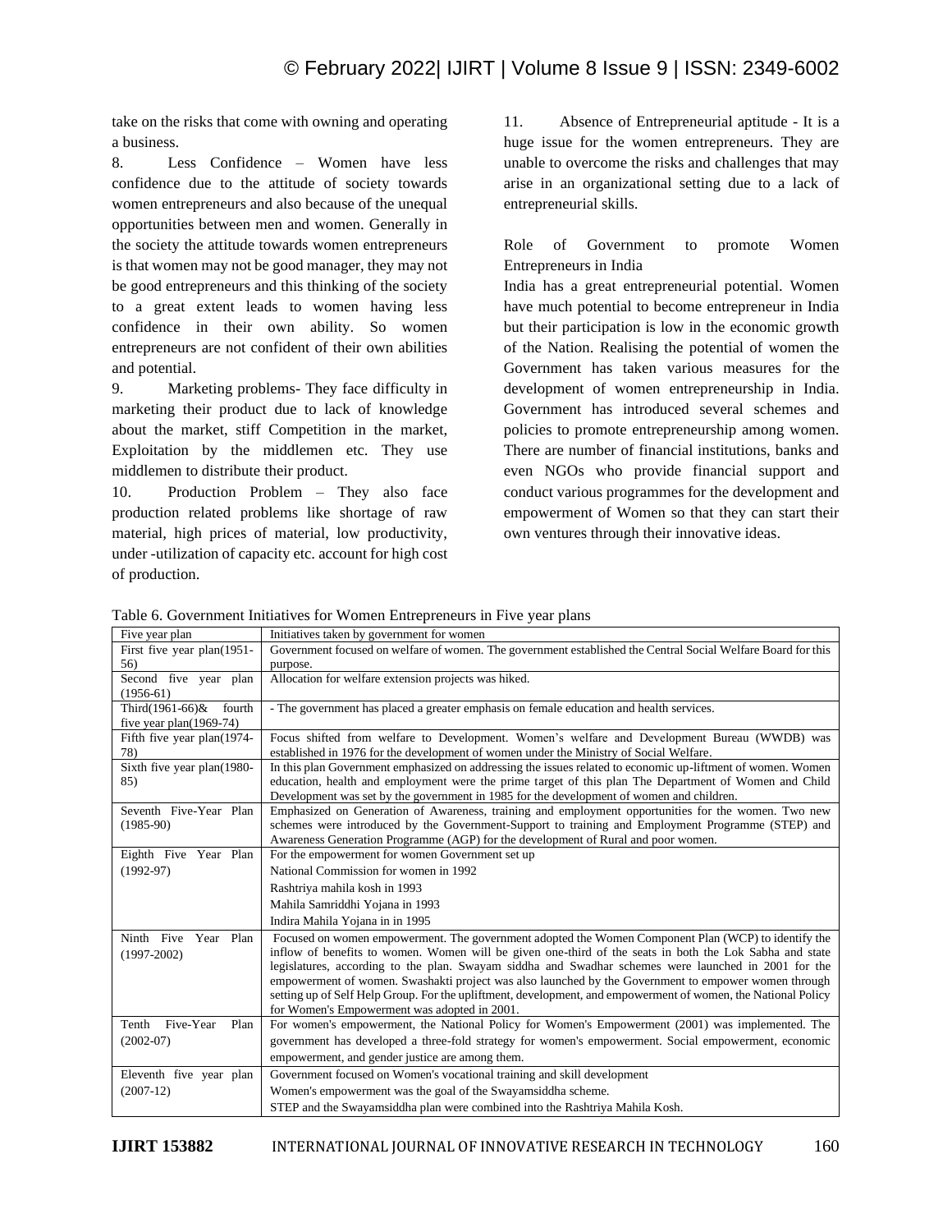take on the risks that come with owning and operating a business.

8. Less Confidence – Women have less confidence due to the attitude of society towards women entrepreneurs and also because of the unequal opportunities between men and women. Generally in the society the attitude towards women entrepreneurs is that women may not be good manager, they may not be good entrepreneurs and this thinking of the society to a great extent leads to women having less confidence in their own ability. So women entrepreneurs are not confident of their own abilities and potential.

9. Marketing problems- They face difficulty in marketing their product due to lack of knowledge about the market, stiff Competition in the market, Exploitation by the middlemen etc. They use middlemen to distribute their product.

10. Production Problem – They also face production related problems like shortage of raw material, high prices of material, low productivity, under -utilization of capacity etc. account for high cost of production.

11. Absence of Entrepreneurial aptitude - It is a huge issue for the women entrepreneurs. They are unable to overcome the risks and challenges that may arise in an organizational setting due to a lack of entrepreneurial skills.

## Role of Government to promote Women Entrepreneurs in India

India has a great entrepreneurial potential. Women have much potential to become entrepreneur in India but their participation is low in the economic growth of the Nation. Realising the potential of women the Government has taken various measures for the development of women entrepreneurship in India. Government has introduced several schemes and policies to promote entrepreneurship among women. There are number of financial institutions, banks and even NGOs who provide financial support and conduct various programmes for the development and empowerment of Women so that they can start their own ventures through their innovative ideas.

Table 6. Government Initiatives for Women Entrepreneurs in Five year plans

| Five year plan | Initiatives taken by government for women |
|---|---|
| First five year plan(1951-56) | Government focused on welfare of women. The government established the Central Social Welfare Board for this purpose. |
| Second five year plan (1956-61) | Allocation for welfare extension projects was hiked. |
| Third(1961-66)& fourth five year plan(1969-74) | - The government has placed a greater emphasis on female education and health services. |
| Fifth five year plan(1974-78) | Focus shifted from welfare to Development. Women's welfare and Development Bureau (WWDB) was established in 1976 for the development of women under the Ministry of Social Welfare. |
| Sixth five year plan(1980-85) | In this plan Government emphasized on addressing the issues related to economic up-liftment of women. Women education, health and employment were the prime target of this plan The Department of Women and Child Development was set by the government in 1985 for the development of women and children. |
| Seventh Five-Year Plan (1985-90) | Emphasized on Generation of Awareness, training and employment opportunities for the women. Two new schemes were introduced by the Government-Support to training and Employment Programme (STEP) and Awareness Generation Programme (AGP) for the development of Rural and poor women. |
| Eighth Five Year Plan (1992-97) | For the empowerment for women Government set up<br>National Commission for women in 1992<br>Rashtriya mahila kosh in 1993<br>Mahila Samriddhi Yojana in 1993<br>Indira Mahila Yojana in in 1995 |
| Ninth Five Year Plan (1997-2002) | Focused on women empowerment. The government adopted the Women Component Plan (WCP) to identify the inflow of benefits to women. Women will be given one-third of the seats in both the Lok Sabha and state legislatures, according to the plan. Swayam siddha and Swadhar schemes were launched in 2001 for the empowerment of women. Swashakti project was also launched by the Government to empower women through setting up of Self Help Group. For the upliftment, development, and empowerment of women, the National Policy for Women's Empowerment was adopted in 2001. |
| Tenth Five-Year Plan (2002-07) | For women's empowerment, the National Policy for Women's Empowerment (2001) was implemented. The government has developed a three-fold strategy for women's empowerment. Social empowerment, economic empowerment, and gender justice are among them. |
| Eleventh five year plan (2007-12) | Government focused on Women's vocational training and skill development<br>Women's empowerment was the goal of the Swayamsiddha scheme.<br>STEP and the Swayamsiddha plan were combined into the Rashtriya Mahila Kosh. |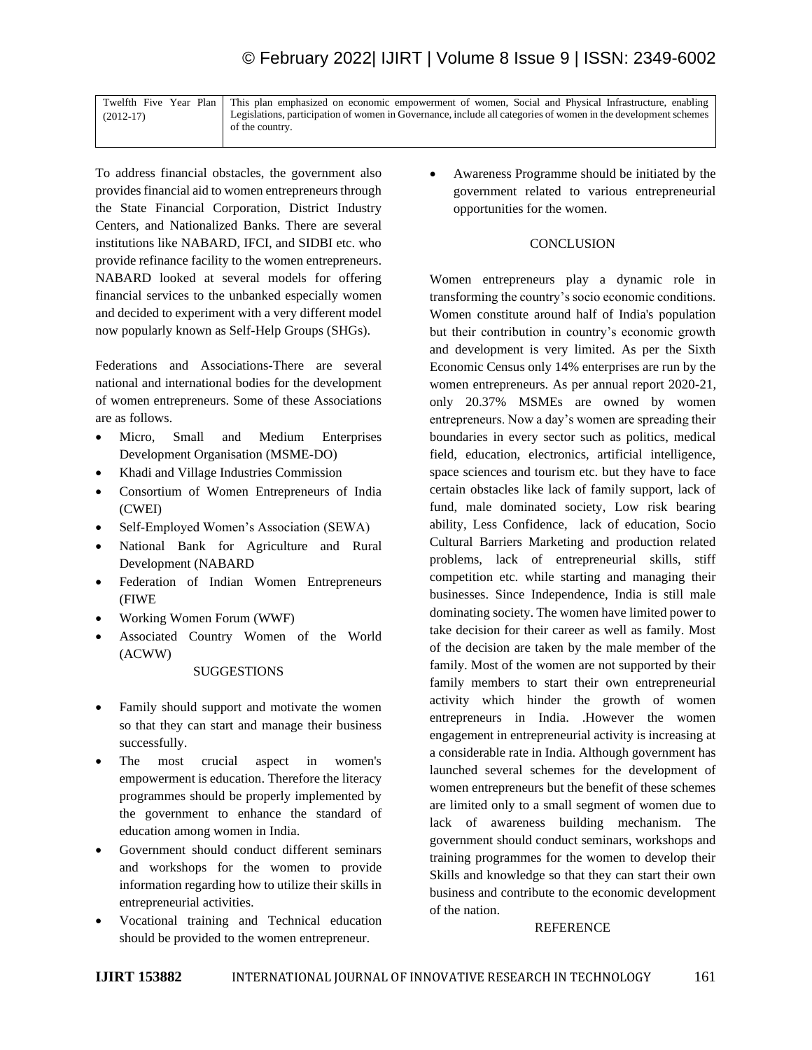| Twelfth Five Year Plan (2012-17) | This plan emphasized on economic empowerment of women, Social and Physical Infrastructure, enabling Legislations, participation of women in Governance, include all categories of women in the development schemes of the country. |
|---|---|

To address financial obstacles, the government also provides financial aid to women entrepreneurs through the State Financial Corporation, District Industry Centers, and Nationalized Banks. There are several institutions like NABARD, IFCI, and SIDBI etc. who provide refinance facility to the women entrepreneurs. NABARD looked at several models for offering financial services to the unbanked especially women and decided to experiment with a very different model now popularly known as Self-Help Groups (SHGs).

Federations and Associations-There are several national and international bodies for the development of women entrepreneurs. Some of these Associations are as follows.

- Micro, Small and Medium Enterprises Development Organisation (MSME-DO)
- Khadi and Village Industries Commission
- Consortium of Women Entrepreneurs of India (CWEI)
- Self-Employed Women's Association (SEWA)
- National Bank for Agriculture and Rural Development (NABARD
- Federation of Indian Women Entrepreneurs (FIWE
- Working Women Forum (WWF)
- Associated Country Women of the World (ACWW)

## SUGGESTIONS

- Family should support and motivate the women so that they can start and manage their business successfully.
- The most crucial aspect in women's empowerment is education. Therefore the literacy programmes should be properly implemented by the government to enhance the standard of education among women in India.
- Government should conduct different seminars and workshops for the women to provide information regarding how to utilize their skills in entrepreneurial activities.
- Vocational training and Technical education should be provided to the women entrepreneur.
- Awareness Programme should be initiated by the government related to various entrepreneurial opportunities for the women.

## CONCLUSION

Women entrepreneurs play a dynamic role in transforming the country's socio economic conditions. Women constitute around half of India's population but their contribution in country's economic growth and development is very limited. As per the Sixth Economic Census only 14% enterprises are run by the women entrepreneurs. As per annual report 2020-21, only 20.37% MSMEs are owned by women entrepreneurs. Now a day's women are spreading their boundaries in every sector such as politics, medical field, education, electronics, artificial intelligence, space sciences and tourism etc. but they have to face certain obstacles like lack of family support, lack of fund, male dominated society, Low risk bearing ability, Less Confidence, lack of education, Socio Cultural Barriers Marketing and production related problems, lack of entrepreneurial skills, stiff competition etc. while starting and managing their businesses. Since Independence, India is still male dominating society. The women have limited power to take decision for their career as well as family. Most of the decision are taken by the male member of the family. Most of the women are not supported by their family members to start their own entrepreneurial activity which hinder the growth of women entrepreneurs in India. .However the women engagement in entrepreneurial activity is increasing at a considerable rate in India. Although government has launched several schemes for the development of women entrepreneurs but the benefit of these schemes are limited only to a small segment of women due to lack of awareness building mechanism. The government should conduct seminars, workshops and training programmes for the women to develop their Skills and knowledge so that they can start their own business and contribute to the economic development of the nation.

## REFERENCE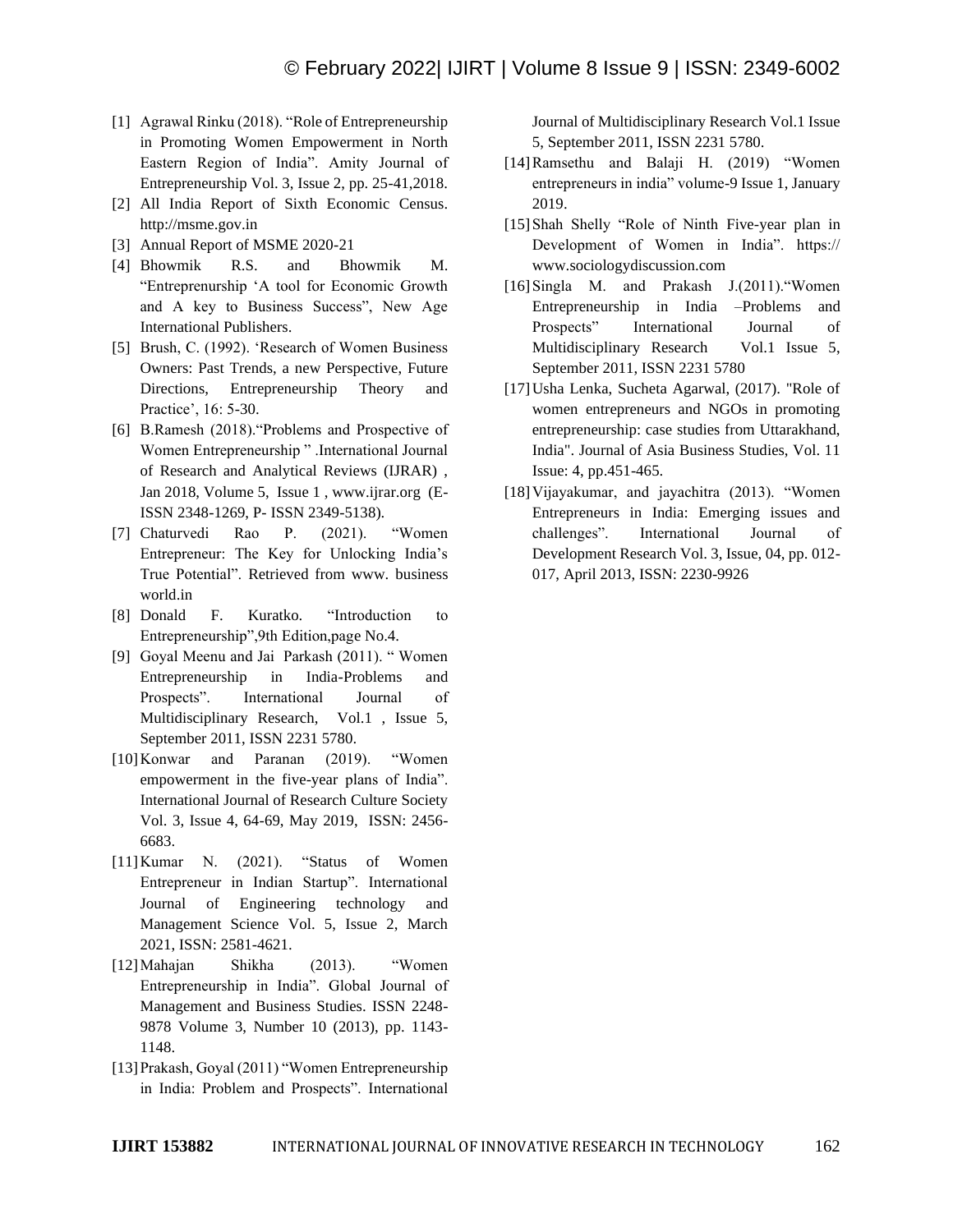[1] Agrawal Rinku (2018). "Role of Entrepreneurship in Promoting Women Empowerment in North Eastern Region of India". Amity Journal of Entrepreneurship Vol. 3, Issue 2, pp. 25-41,2018.

[2] All India Report of Sixth Economic Census. http://msme.gov.in

[3] Annual Report of MSME 2020-21

[4] Bhowmik R.S. and Bhowmik M. "Entreprenurship 'A tool for Economic Growth and A key to Business Success", New Age International Publishers.

[5] Brush, C. (1992). 'Research of Women Business Owners: Past Trends, a new Perspective, Future Directions, Entrepreneurship Theory and Practice', 16: 5-30.

[6] B.Ramesh (2018)."Problems and Prospective of Women Entrepreneurship " .International Journal of Research and Analytical Reviews (IJRAR) , Jan 2018, Volume 5, Issue 1 , www.ijrar.org (E-ISSN 2348-1269, P- ISSN 2349-5138).

[7] Chaturvedi Rao P. (2021). "Women Entrepreneur: The Key for Unlocking India's True Potential". Retrieved from www. business world.in

[8] Donald F. Kuratko. "Introduction to Entrepreneurship",9th Edition,page No.4.

[9] Goyal Meenu and Jai Parkash (2011). " Women Entrepreneurship in India-Problems and Prospects". International Journal of Multidisciplinary Research, Vol.1 , Issue 5, September 2011, ISSN 2231 5780.

[10] Konwar and Paranan (2019). "Women empowerment in the five-year plans of India". International Journal of Research Culture Society Vol. 3, Issue 4, 64-69, May 2019, ISSN: 2456-6683.

[11] Kumar N. (2021). "Status of Women Entrepreneur in Indian Startup". International Journal of Engineering technology and Management Science Vol. 5, Issue 2, March 2021, ISSN: 2581-4621.

[12] Mahajan Shikha (2013). "Women Entrepreneurship in India". Global Journal of Management and Business Studies. ISSN 2248-9878 Volume 3, Number 10 (2013), pp. 1143-1148.

[13] Prakash, Goyal (2011) "Women Entrepreneurship in India: Problem and Prospects". International Journal of Multidisciplinary Research Vol.1 Issue 5, September 2011, ISSN 2231 5780.

[14] Ramsethu and Balaji H. (2019) "Women entrepreneurs in india" volume-9 Issue 1, January 2019.

[15] Shah Shelly "Role of Ninth Five-year plan in Development of Women in India". https:// www.sociologydiscussion.com

[16] Singla M. and Prakash J.(2011)."Women Entrepreneurship in India –Problems and Prospects" International Journal of Multidisciplinary Research Vol.1 Issue 5, September 2011, ISSN 2231 5780

[17] Usha Lenka, Sucheta Agarwal, (2017). "Role of women entrepreneurs and NGOs in promoting entrepreneurship: case studies from Uttarakhand, India". Journal of Asia Business Studies, Vol. 11 Issue: 4, pp.451-465.

[18] Vijayakumar, and jayachitra (2013). "Women Entrepreneurs in India: Emerging issues and challenges". International Journal of Development Research Vol. 3, Issue, 04, pp. 012-017, April 2013, ISSN: 2230-9926